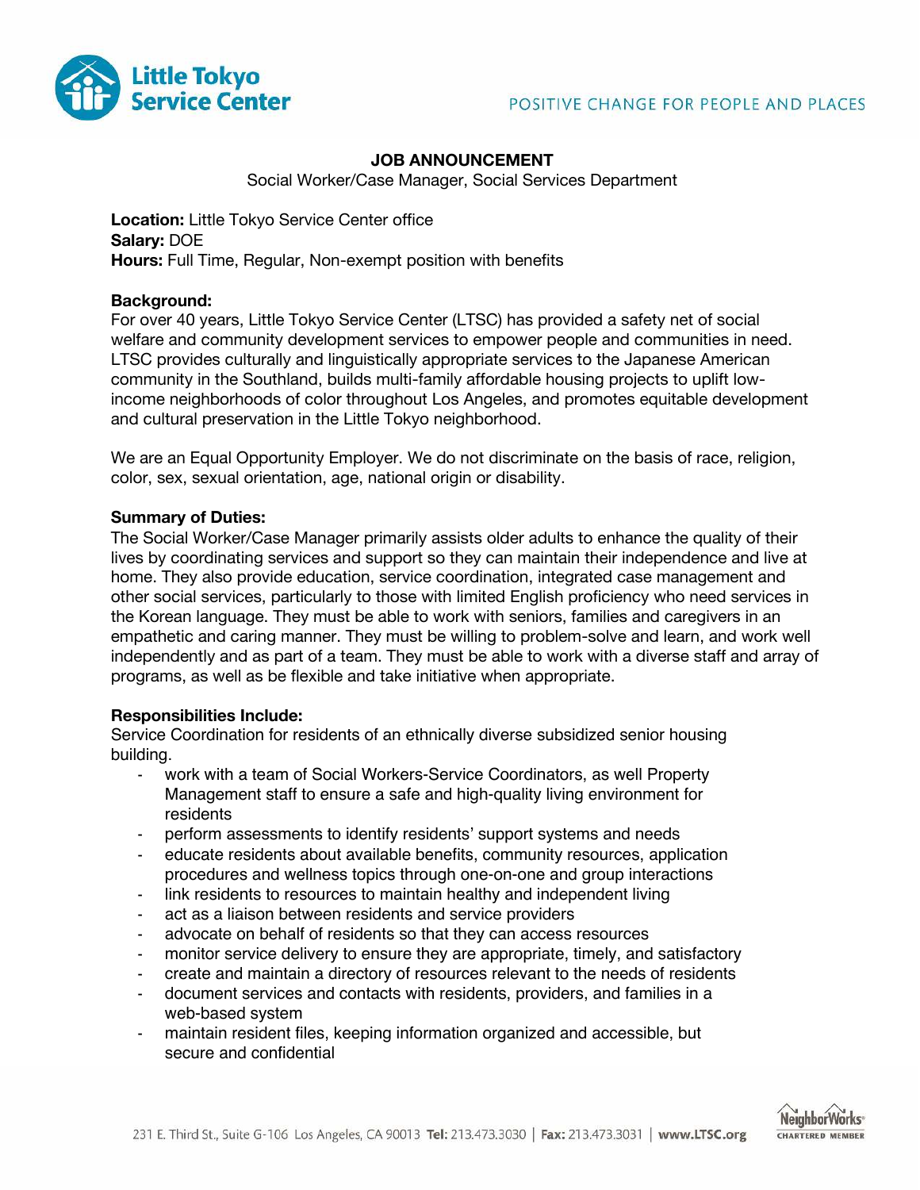# JOB ANNOUNCEMENT

Social Worker/Case Manager, Social Services Department

**Location:** Little Tokyo Service Center office
**Salary:** DOE
**Hours:** Full Time, Regular, Non-exempt position with benefits

**Background:**
For over 40 years, Little Tokyo Service Center (LTSC) has provided a safety net of social welfare and community development services to empower people and communities in need. LTSC provides culturally and linguistically appropriate services to the Japanese American community in the Southland, builds multi-family affordable housing projects to uplift low-income neighborhoods of color throughout Los Angeles, and promotes equitable development and cultural preservation in the Little Tokyo neighborhood.

We are an Equal Opportunity Employer. We do not discriminate on the basis of race, religion, color, sex, sexual orientation, age, national origin or disability.

**Summary of Duties:**
The Social Worker/Case Manager primarily assists older adults to enhance the quality of their lives by coordinating services and support so they can maintain their independence and live at home. They also provide education, service coordination, integrated case management and other social services, particularly to those with limited English proficiency who need services in the Korean language. They must be able to work with seniors, families and caregivers in an empathetic and caring manner. They must be willing to problem-solve and learn, and work well independently and as part of a team. They must be able to work with a diverse staff and array of programs, as well as be flexible and take initiative when appropriate.

**Responsibilities Include:**
Service Coordination for residents of an ethnically diverse subsidized senior housing building.

- work with a team of Social Workers-Service Coordinators, as well Property Management staff to ensure a safe and high-quality living environment for residents
- perform assessments to identify residents' support systems and needs
- educate residents about available benefits, community resources, application procedures and wellness topics through one-on-one and group interactions
- link residents to resources to maintain healthy and independent living
- act as a liaison between residents and service providers
- advocate on behalf of residents so that they can access resources
- monitor service delivery to ensure they are appropriate, timely, and satisfactory
- create and maintain a directory of resources relevant to the needs of residents
- document services and contacts with residents, providers, and families in a web-based system
- maintain resident files, keeping information organized and accessible, but secure and confidential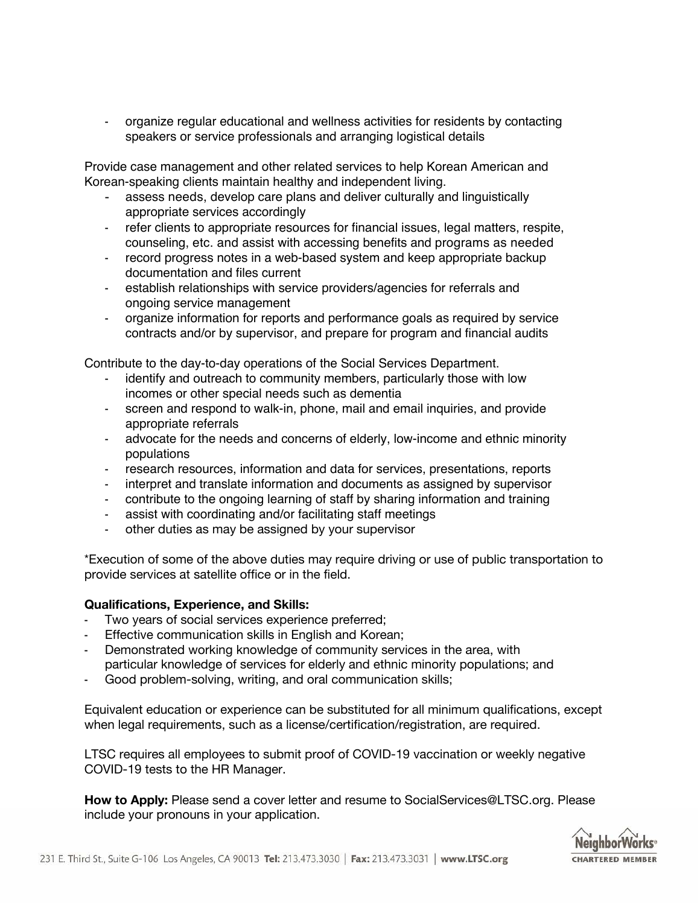- organize regular educational and wellness activities for residents by contacting speakers or service professionals and arranging logistical details

Provide case management and other related services to help Korean American and Korean-speaking clients maintain healthy and independent living.

- assess needs, develop care plans and deliver culturally and linguistically appropriate services accordingly
- refer clients to appropriate resources for financial issues, legal matters, respite, counseling, etc. and assist with accessing benefits and programs as needed
- record progress notes in a web-based system and keep appropriate backup documentation and files current
- establish relationships with service providers/agencies for referrals and ongoing service management
- organize information for reports and performance goals as required by service contracts and/or by supervisor, and prepare for program and financial audits

Contribute to the day-to-day operations of the Social Services Department.

- identify and outreach to community members, particularly those with low incomes or other special needs such as dementia
- screen and respond to walk-in, phone, mail and email inquiries, and provide appropriate referrals
- advocate for the needs and concerns of elderly, low-income and ethnic minority populations
- research resources, information and data for services, presentations, reports
- interpret and translate information and documents as assigned by supervisor
- contribute to the ongoing learning of staff by sharing information and training
- assist with coordinating and/or facilitating staff meetings
- other duties as may be assigned by your supervisor

*Execution of some of the above duties may require driving or use of public transportation to provide services at satellite office or in the field.

**Qualifications, Experience, and Skills:**

- Two years of social services experience preferred;
- Effective communication skills in English and Korean;
- Demonstrated working knowledge of community services in the area, with particular knowledge of services for elderly and ethnic minority populations; and
- Good problem-solving, writing, and oral communication skills;

Equivalent education or experience can be substituted for all minimum qualifications, except when legal requirements, such as a license/certification/registration, are required.

LTSC requires all employees to submit proof of COVID-19 vaccination or weekly negative COVID-19 tests to the HR Manager.

**How to Apply:** Please send a cover letter and resume to SocialServices@LTSC.org. Please include your pronouns in your application.

231 E. Third St., Suite G-106 Los Angeles, CA 90013 **Tel:** 213.473.3030 | **Fax:** 213.473.3031 | **www.LTSC.org**

NeighborWorks® CHARTERED MEMBER